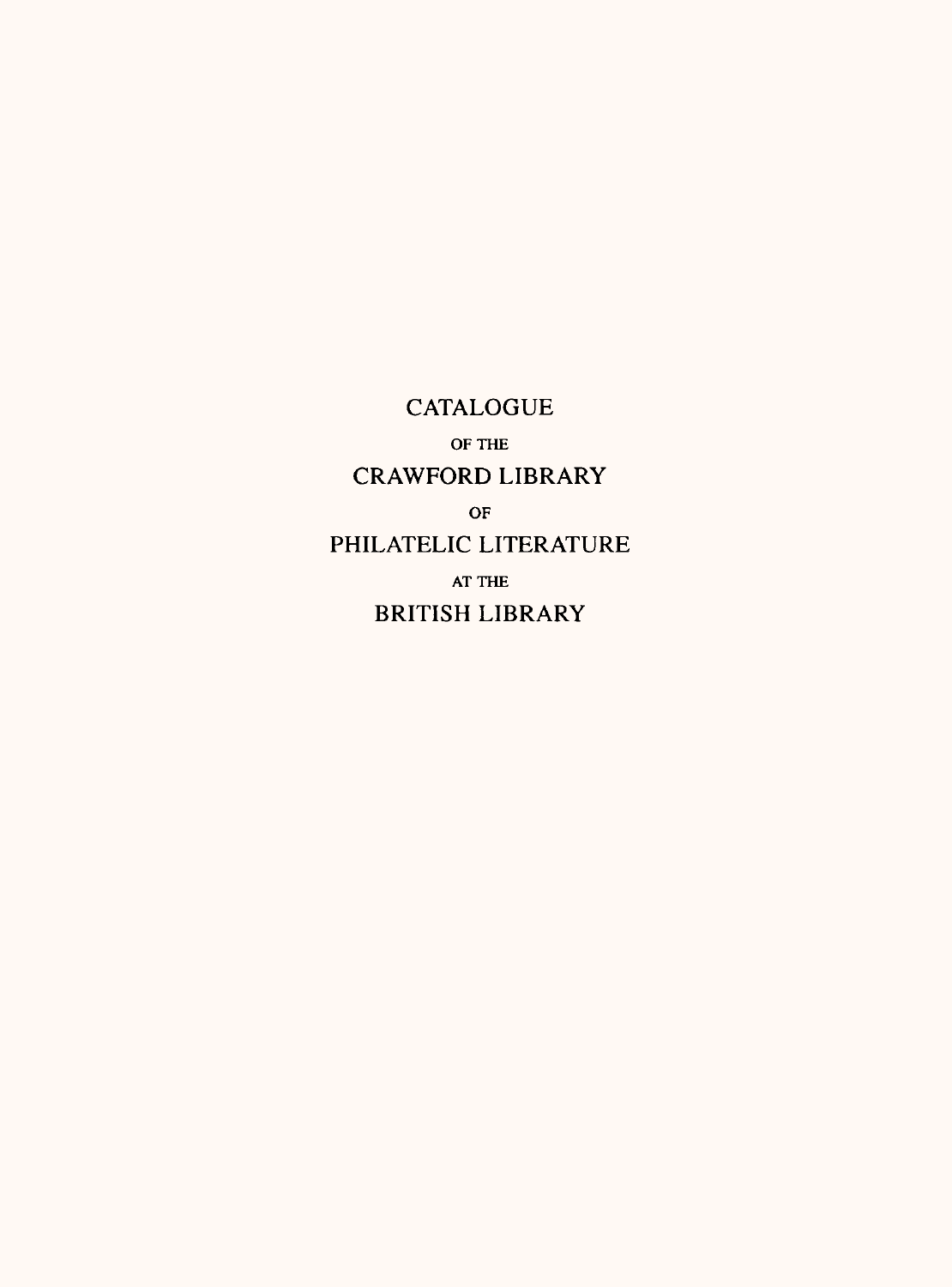# CATALOGUE

OF THE

# CRAWFORD LIBRARY

OF

# PHILATELIC LITERATURE

AT THE

# BRITISH LIBRARY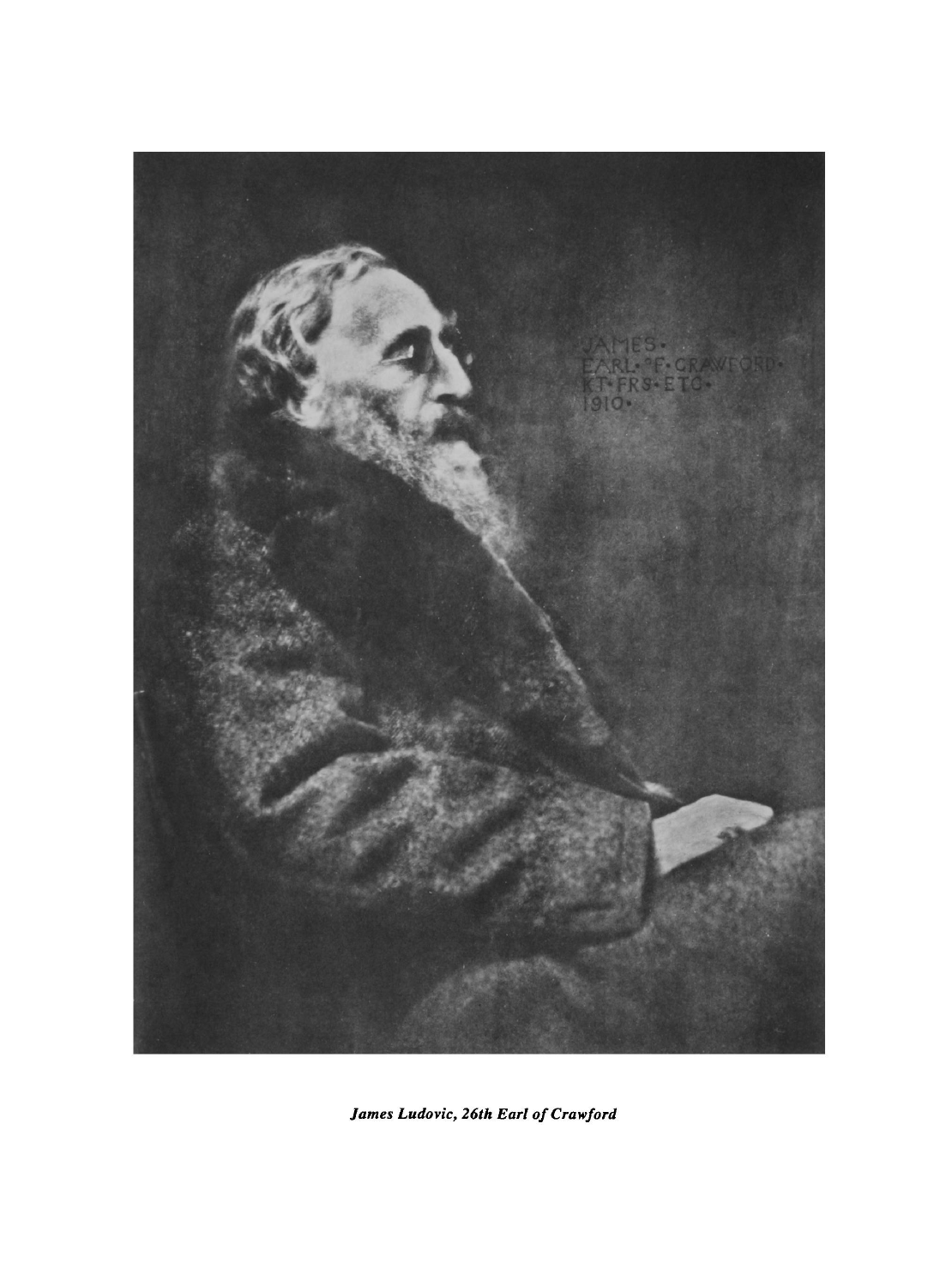*James Ludovic, 26th Earl of Crawford*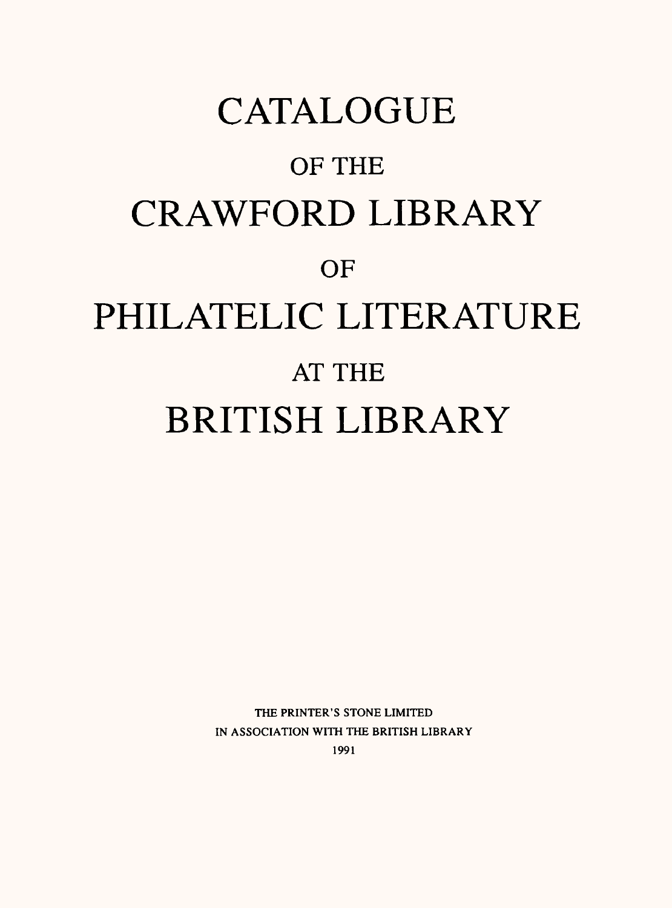# CATALOGUE

OF THE

# CRAWFORD LIBRARY

OF

# PHILATELIC LITERATURE

AT THE

# BRITISH LIBRARY

THE PRINTER'S STONE LIMITED
IN ASSOCIATION WITH THE BRITISH LIBRARY
1991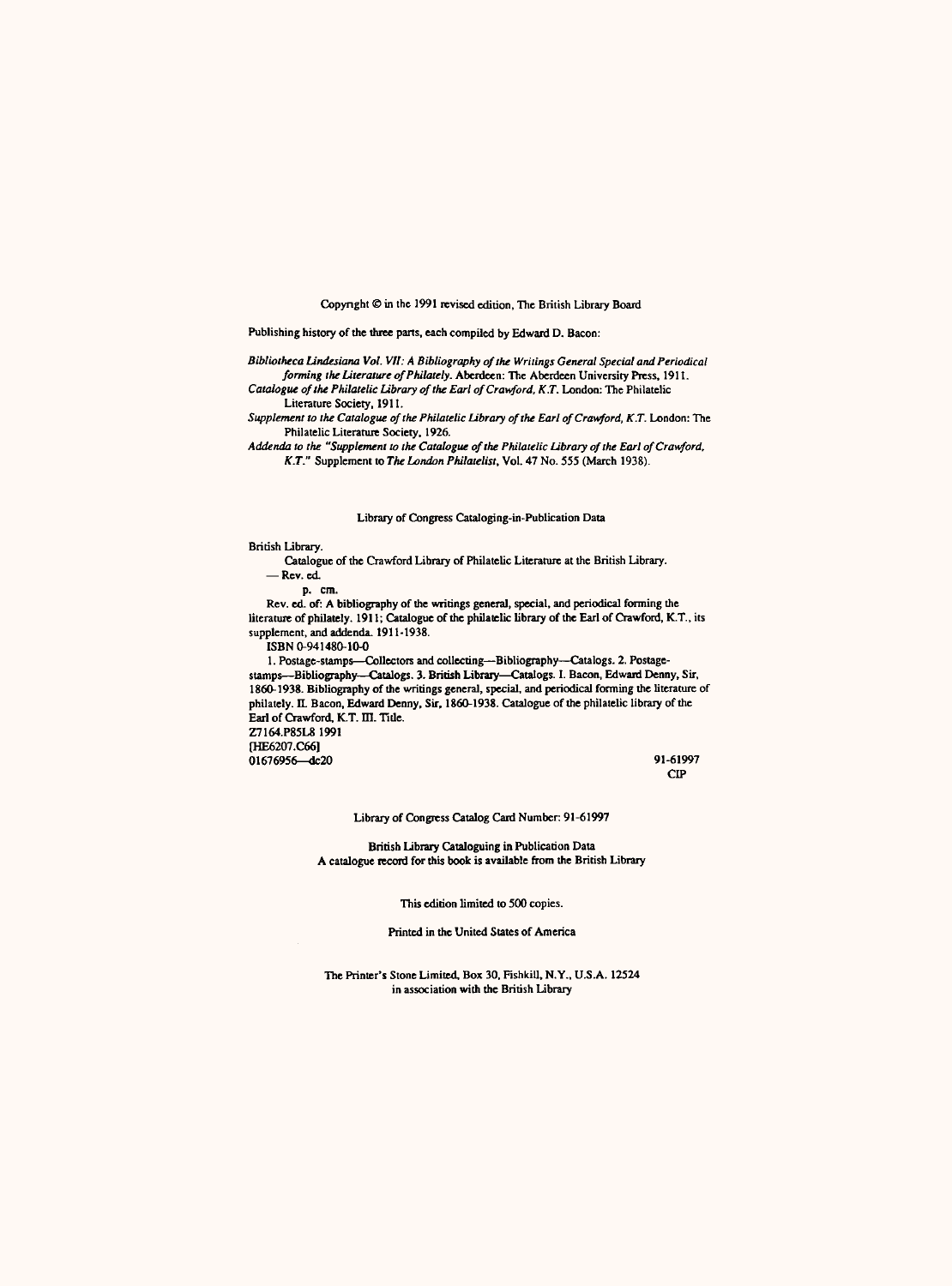Copyright © in the 1991 revised edition, The British Library Board

Publishing history of the three parts, each compiled by Edward D. Bacon:

*Bibliotheca Lindesiana Vol. VII: A Bibliography of the Writings General Special and Periodical forming the Literature of Philately.* Aberdeen: The Aberdeen University Press, 1911.

*Catalogue of the Philatelic Library of the Earl of Crawford, K.T.* London: The Philatelic Literature Society, 1911.

*Supplement to the Catalogue of the Philatelic Library of the Earl of Crawford, K.T.* London: The Philatelic Literature Society, 1926.

*Addenda to the "Supplement to the Catalogue of the Philatelic Library of the Earl of Crawford, K.T."* Supplement to *The London Philatelist*, Vol. 47 No. 555 (March 1938).

Library of Congress Cataloging-in-Publication Data

British Library.

Catalogue of the Crawford Library of Philatelic Literature at the British Library.
— Rev. ed.

p. cm.

Rev. ed. of: A bibliography of the writings general, special, and periodical forming the literature of philately. 1911; Catalogue of the philatelic library of the Earl of Crawford, K.T., its supplement, and addenda. 1911-1938.

ISBN 0-941480-10-0

1. Postage-stamps—Collectors and collecting—Bibliography—Catalogs. 2. Postage-stamps—Bibliography—Catalogs. 3. British Library—Catalogs. I. Bacon, Edward Denny, Sir, 1860-1938. Bibliography of the writings general, special, and periodical forming the literature of philately. II. Bacon, Edward Denny, Sir, 1860-1938. Catalogue of the philatelic library of the Earl of Crawford, K.T. III. Title.

Z7164.P85L8 1991
[HE6207.C66]
01676956—dc20

91-61997
CIP

Library of Congress Catalog Card Number: 91-61997

British Library Cataloguing in Publication Data
A catalogue record for this book is available from the British Library

This edition limited to 500 copies.

Printed in the United States of America

The Printer's Stone Limited, Box 30, Fishkill, N.Y., U.S.A. 12524
in association with the British Library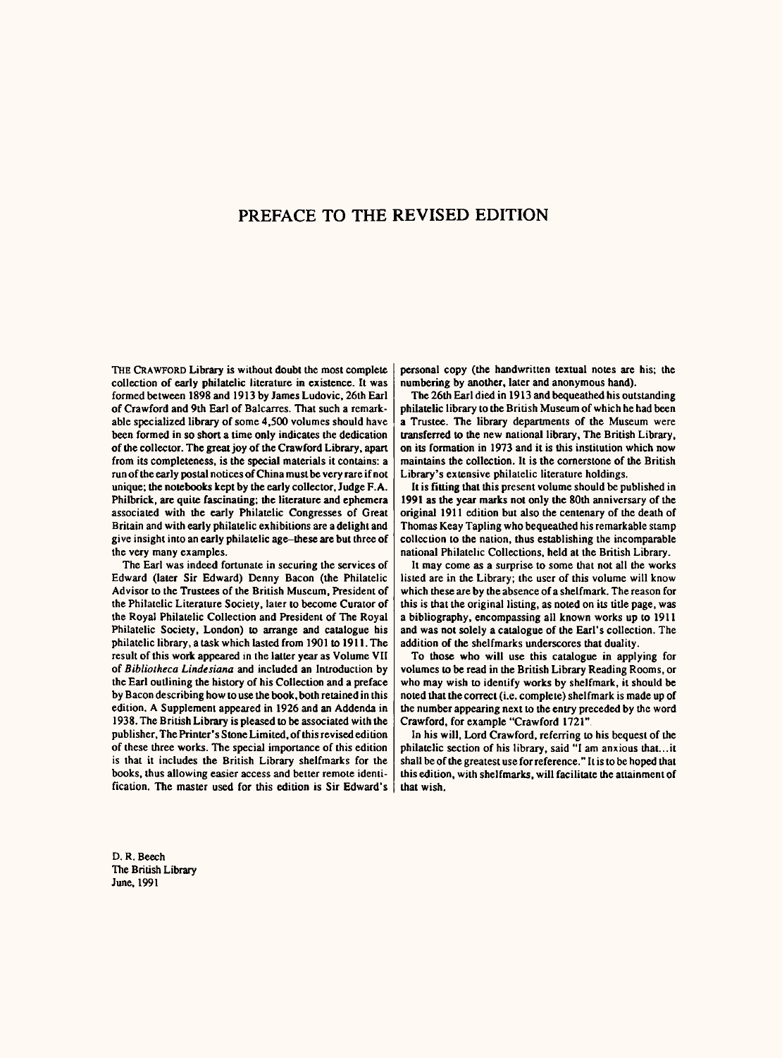# PREFACE TO THE REVISED EDITION

THE CRAWFORD Library is without doubt the most complete collection of early philatelic literature in existence. It was formed between 1898 and 1913 by James Ludovic, 26th Earl of Crawford and 9th Earl of Balcarres. That such a remarkable specialized library of some 4,500 volumes should have been formed in so short a time only indicates the dedication of the collector. The great joy of the Crawford Library, apart from its completeness, is the special materials it contains: a run of the early postal notices of China must be very rare if not unique; the notebooks kept by the early collector, Judge F.A. Philbrick, are quite fascinating; the literature and ephemera associated with the early Philatelic Congresses of Great Britain and with early philatelic exhibitions are a delight and give insight into an early philatelic age–these are but three of the very many examples.

The Earl was indeed fortunate in securing the services of Edward (later Sir Edward) Denny Bacon (the Philatelic Advisor to the Trustees of the British Museum, President of the Philatelic Literature Society, later to become Curator of the Royal Philatelic Collection and President of The Royal Philatelic Society, London) to arrange and catalogue his philatelic library, a task which lasted from 1901 to 1911. The result of this work appeared in the latter year as Volume VII of *Bibliotheca Lindesiana* and included an Introduction by the Earl outlining the history of his Collection and a preface by Bacon describing how to use the book, both retained in this edition. A Supplement appeared in 1926 and an Addenda in 1938. The British Library is pleased to be associated with the publisher, The Printer's Stone Limited, of this revised edition of these three works. The special importance of this edition is that it includes the British Library shelfmarks for the books, thus allowing easier access and better remote identification. The master used for this edition is Sir Edward's personal copy (the handwritten textual notes are his; the numbering by another, later and anonymous hand).

The 26th Earl died in 1913 and bequeathed his outstanding philatelic library to the British Museum of which he had been a Trustee. The library departments of the Museum were transferred to the new national library, The British Library, on its formation in 1973 and it is this institution which now maintains the collection. It is the cornerstone of the British Library's extensive philatelic literature holdings.

It is fitting that this present volume should be published in 1991 as the year marks not only the 80th anniversary of the original 1911 edition but also the centenary of the death of Thomas Keay Tapling who bequeathed his remarkable stamp collection to the nation, thus establishing the incomparable national Philatelic Collections, held at the British Library.

It may come as a surprise to some that not all the works listed are in the Library; the user of this volume will know which these are by the absence of a shelfmark. The reason for this is that the original listing, as noted on its title page, was a bibliography, encompassing all known works up to 1911 and was not solely a catalogue of the Earl's collection. The addition of the shelfmarks underscores that duality.

To those who will use this catalogue in applying for volumes to be read in the British Library Reading Rooms, or who may wish to identify works by shelfmark, it should be noted that the correct (i.e. complete) shelfmark is made up of the number appearing next to the entry preceded by the word Crawford, for example "Crawford 1721".

In his will, Lord Crawford, referring to his bequest of the philatelic section of his library, said "I am anxious that...it shall be of the greatest use for reference." It is to be hoped that this edition, with shelfmarks, will facilitate the attainment of that wish.

D. R. Beech
The British Library
June, 1991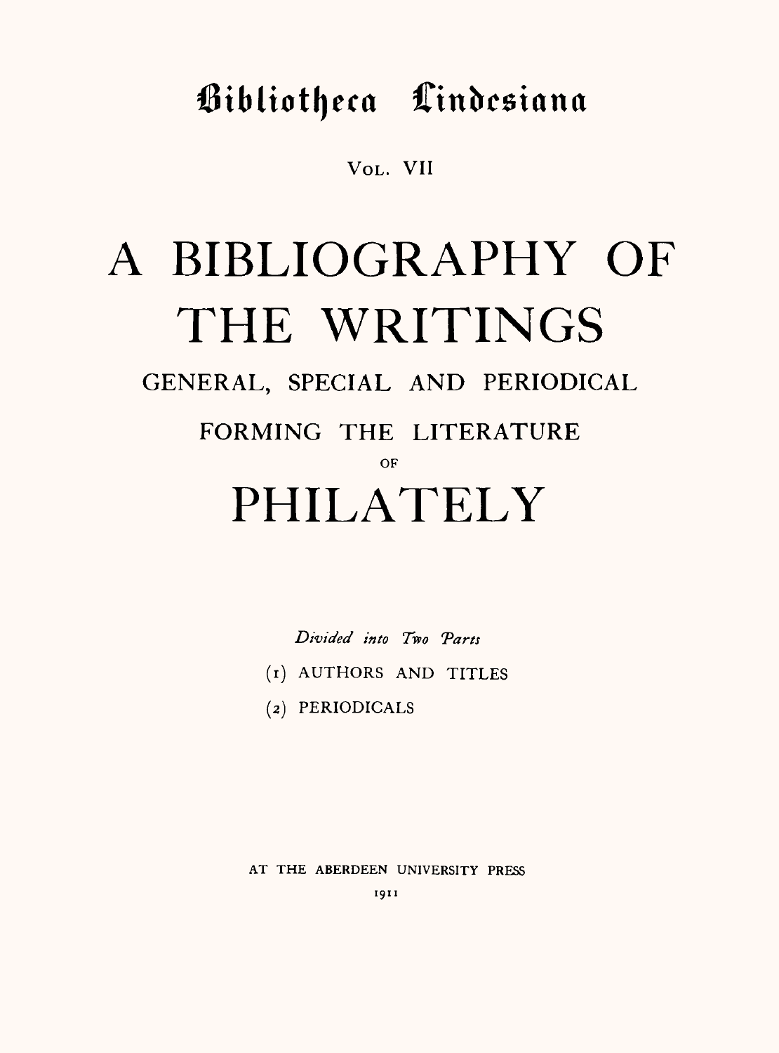# Bibliotheca Lindesiana

VOL. VII

# A BIBLIOGRAPHY OF THE WRITINGS

## GENERAL, SPECIAL AND PERIODICAL

## FORMING THE LITERATURE

OF

# PHILATELY

*Divided into Two Parts*

(1) AUTHORS AND TITLES

(2) PERIODICALS

AT THE ABERDEEN UNIVERSITY PRESS

1911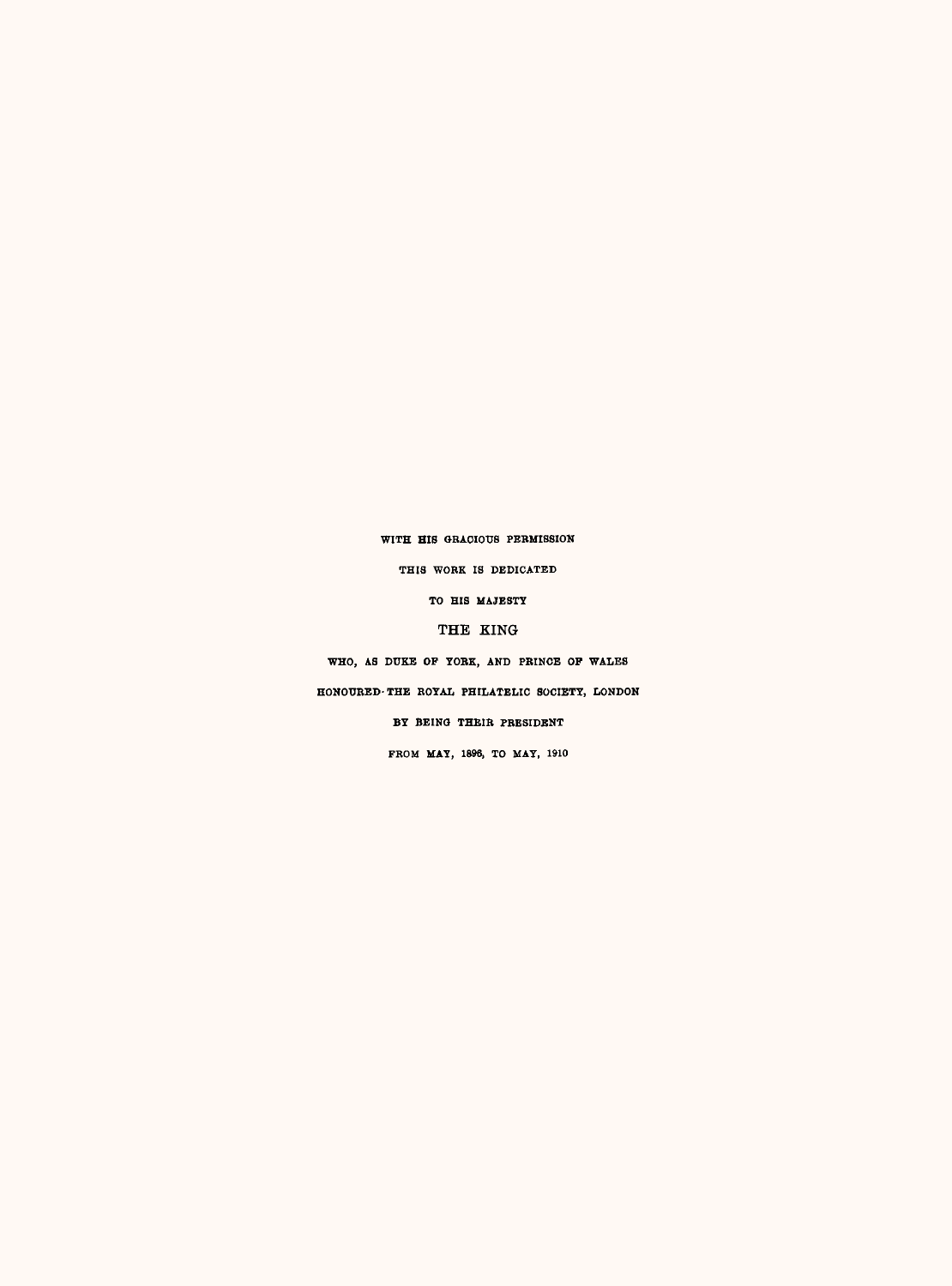WITH HIS GRACIOUS PERMISSION

THIS WORK IS DEDICATED

TO HIS MAJESTY

THE KING

WHO, AS DUKE OF YORK, AND PRINCE OF WALES

HONOURED THE ROYAL PHILATELIC SOCIETY, LONDON

BY BEING THEIR PRESIDENT

FROM MAY, 1896, TO MAY, 1910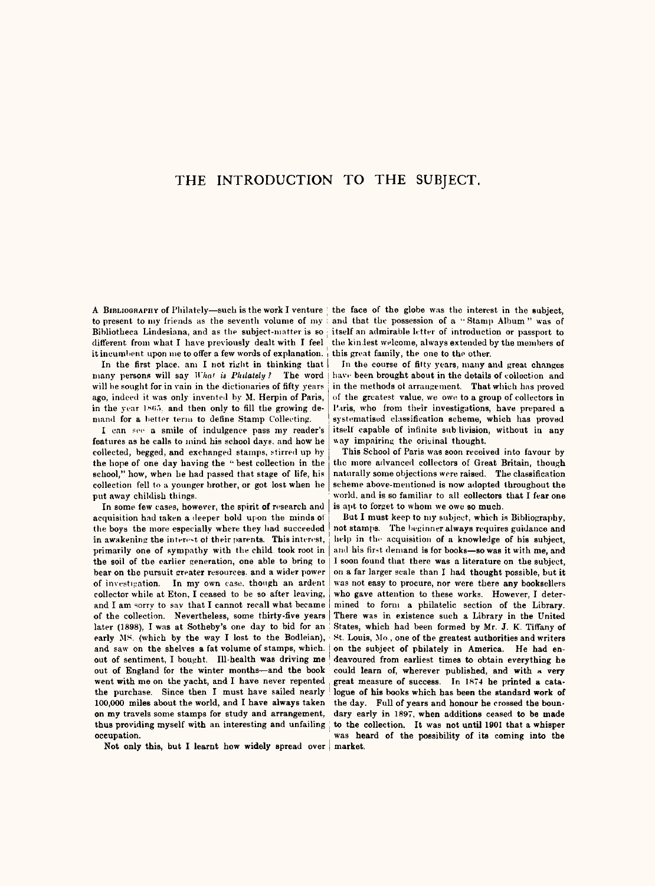# THE INTRODUCTION TO THE SUBJECT.

A BIBLIOGRAPHY of Philately—such is the work I venture to present to my friends as the seventh volume of my Bibliotheca Lindesiana, and as the subject-matter is so different from what I have previously dealt with I feel it incumbent upon me to offer a few words of explanation.

In the first place, am I not right in thinking that many persons will say *What is Philately?* The word will be sought for in vain in the dictionaries of fifty years ago, indeed it was only invented by M. Herpin of Paris, in the year 1865, and then only to fill the growing demand for a better term to define Stamp Collecting.

I can see a smile of indulgence pass my reader's features as he calls to mind his school days, and how he collected, begged, and exchanged stamps, stirred up by the hope of one day having the "best collection in the school," how, when he had passed that stage of life, his collection fell to a younger brother, or got lost when he put away childish things.

In some few cases, however, the spirit of research and acquisition had taken a deeper hold upon the minds of the boys the more especially where they had succeeded in awakening the interest of their parents. This interest, primarily one of sympathy with the child took root in the soil of the earlier generation, one able to bring to bear on the pursuit greater resources, and a wider power of investigation. In my own case, though an ardent collector while at Eton, I ceased to be so after leaving, and I am sorry to say that I cannot recall what became of the collection. Nevertheless, some thirty-five years later (1898), I was at Sotheby's one day to bid for an early MS. (which by the way I lost to the Bodleian), and saw on the shelves a fat volume of stamps, which, out of sentiment, I bought. Ill-health was driving me out of England for the winter months—and the book went with me on the yacht, and I have never repented the purchase. Since then I must have sailed nearly 100,000 miles about the world, and I have always taken on my travels some stamps for study and arrangement, thus providing myself with an interesting and unfailing occupation.

Not only this, but I learnt how widely spread over the face of the globe was the interest in the subject, and that the possession of a "Stamp Album" was of itself an admirable letter of introduction or passport to the kindest welcome, always extended by the members of this great family, the one to the other.

In the course of fifty years, many and great changes have been brought about in the details of collection and in the methods of arrangement. That which has proved of the greatest value, we owe to a group of collectors in Paris, who from their investigations, have prepared a systematised classification scheme, which has proved itself capable of infinite subdivision, without in any way impairing the original thought.

This School of Paris was soon received into favour by the more advanced collectors of Great Britain, though naturally some objections were raised. The classification scheme above-mentioned is now adopted throughout the world, and is so familiar to all collectors that I fear one is apt to forget to whom we owe so much.

But I must keep to my subject, which is Bibliography, not stamps. The beginner always requires guidance and help in the acquisition of a knowledge of his subject, and his first demand is for books—so was it with me, and I soon found that there was a literature on the subject, on a far larger scale than I had thought possible, but it was not easy to procure, nor were there any booksellers who gave attention to these works. However, I determined to form a philatelic section of the Library. There was in existence such a Library in the United States, which had been formed by Mr. J. K. Tiffany of St. Louis, Mo., one of the greatest authorities and writers on the subject of philately in America. He had endeavoured from earliest times to obtain everything he could learn of, wherever published, and with a very great measure of success. In 1874 he printed a catalogue of his books which has been the standard work of the day. Full of years and honour he crossed the boundary early in 1897, when additions ceased to be made to the collection. It was not until 1901 that a whisper was heard of the possibility of its coming into the market.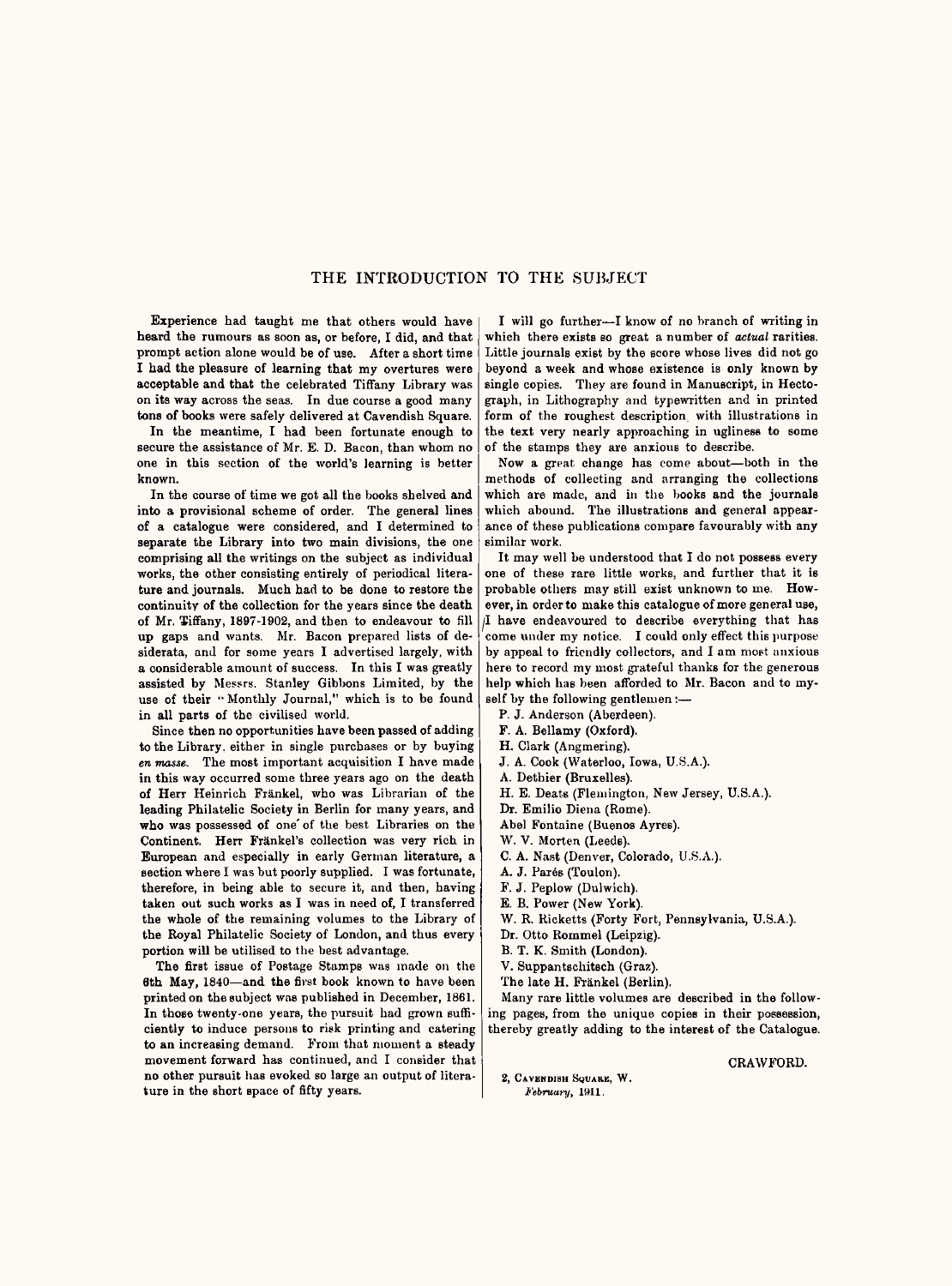## THE INTRODUCTION TO THE SUBJECT

Experience had taught me that others would have heard the rumours as soon as, or before, I did, and that prompt action alone would be of use. After a short time I had the pleasure of learning that my overtures were acceptable and that the celebrated Tiffany Library was on its way across the seas. In due course a good many tons of books were safely delivered at Cavendish Square.

In the meantime, I had been fortunate enough to secure the assistance of Mr. E. D. Bacon, than whom no one in this section of the world's learning is better known.

In the course of time we got all the books shelved and into a provisional scheme of order. The general lines of a catalogue were considered, and I determined to separate the Library into two main divisions, the one comprising all the writings on the subject as individual works, the other consisting entirely of periodical literature and journals. Much had to be done to restore the continuity of the collection for the years since the death of Mr. Tiffany, 1897-1902, and then to endeavour to fill up gaps and wants. Mr. Bacon prepared lists of desiderata, and for some years I advertised largely, with a considerable amount of success. In this I was greatly assisted by Messrs. Stanley Gibbons Limited, by the use of their "Monthly Journal," which is to be found in all parts of the civilised world.

Since then no opportunities have been passed of adding to the Library, either in single purchases or by buying *en masse*. The most important acquisition I have made in this way occurred some three years ago on the death of Herr Heinrich Fränkel, who was Librarian of the leading Philatelic Society in Berlin for many years, and who was possessed of one of the best Libraries on the Continent. Herr Fränkel's collection was very rich in European and especially in early German literature, a section where I was but poorly supplied. I was fortunate, therefore, in being able to secure it, and then, having taken out such works as I was in need of, I transferred the whole of the remaining volumes to the Library of the Royal Philatelic Society of London, and thus every portion will be utilised to the best advantage.

The first issue of Postage Stamps was made on the 6th May, 1840—and the first book known to have been printed on the subject was published in December, 1861. In those twenty-one years, the pursuit had grown sufficiently to induce persons to risk printing and catering to an increasing demand. From that moment a steady movement forward has continued, and I consider that no other pursuit has evoked so large an output of literature in the short space of fifty years.

I will go further—I know of no branch of writing in which there exists so great a number of *actual* rarities. Little journals exist by the score whose lives did not go beyond a week and whose existence is only known by single copies. They are found in Manuscript, in Hectograph, in Lithography and typewritten and in printed form of the roughest description, with illustrations in the text very nearly approaching in ugliness to some of the stamps they are anxious to describe.

Now a great change has come about—both in the methods of collecting and arranging the collections which are made, and in the books and the journals which abound. The illustrations and general appearance of these publications compare favourably with any similar work.

It may well be understood that I do not possess every one of these rare little works, and further that it is probable others may still exist unknown to me. However, in order to make this catalogue of more general use, I have endeavoured to describe everything that has come under my notice. I could only effect this purpose by appeal to friendly collectors, and I am most anxious here to record my most grateful thanks for the generous help which has been afforded to Mr. Bacon and to myself by the following gentlemen:—

P. J. Anderson (Aberdeen).
F. A. Bellamy (Oxford).
H. Clark (Angmering).
J. A. Cook (Waterloo, Iowa, U.S.A.).
A. Dethier (Bruxelles).
H. E. Deats (Flemington, New Jersey, U.S.A.).
Dr. Emilio Diena (Rome).
Abel Fontaine (Buenos Ayres).
W. V. Morten (Leeds).
C. A. Nast (Denver, Colorado, U.S.A.).
A. J. Parés (Toulon).
F. J. Peplow (Dulwich).
E. B. Power (New York).
W. R. Ricketts (Forty Fort, Pennsylvania, U.S.A.).
Dr. Otto Rommel (Leipzig).
B. T. K. Smith (London).
V. Suppantschitsch (Graz).
The late H. Fränkel (Berlin).

Many rare little volumes are described in the following pages, from the unique copies in their possession, thereby greatly adding to the interest of the Catalogue.

CRAWFORD.

2, Cavendish Square, W.
*February*, 1911.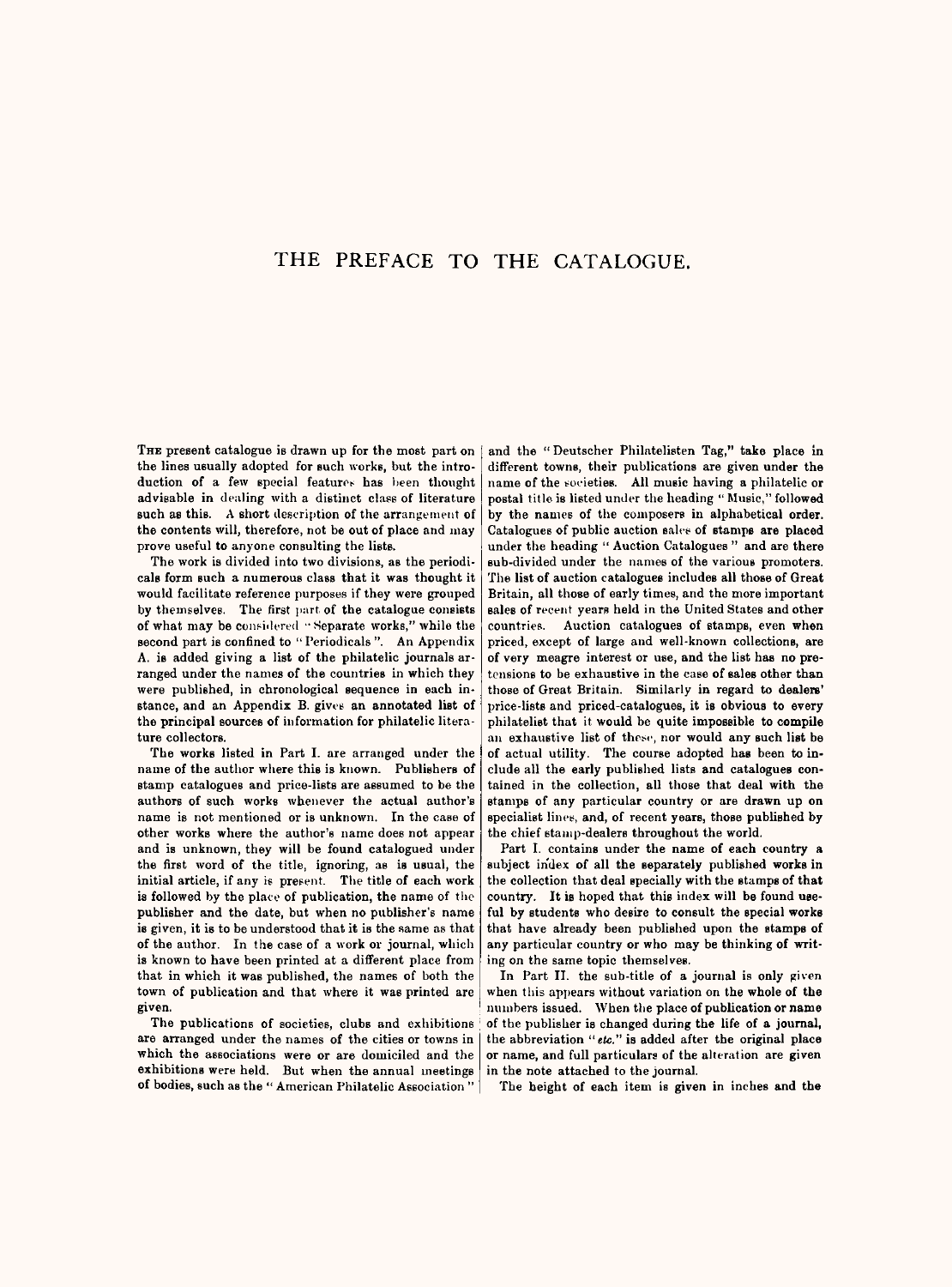# THE PREFACE TO THE CATALOGUE.

THE present catalogue is drawn up for the most part on the lines usually adopted for such works, but the introduction of a few special features has been thought advisable in dealing with a distinct class of literature such as this. A short description of the arrangement of the contents will, therefore, not be out of place and may prove useful to anyone consulting the lists.

The work is divided into two divisions, as the periodicals form such a numerous class that it was thought it would facilitate reference purposes if they were grouped by themselves. The first part of the catalogue consists of what may be considered "Separate works," while the second part is confined to "Periodicals". An Appendix A. is added giving a list of the philatelic journals arranged under the names of the countries in which they were published, in chronological sequence in each instance, and an Appendix B. gives an annotated list of the principal sources of information for philatelic literature collectors.

The works listed in Part I. are arranged under the name of the author where this is known. Publishers of stamp catalogues and price-lists are assumed to be the authors of such works whenever the actual author's name is not mentioned or is unknown. In the case of other works where the author's name does not appear and is unknown, they will be found catalogued under the first word of the title, ignoring, as is usual, the initial article, if any is present. The title of each work is followed by the place of publication, the name of the publisher and the date, but when no publisher's name is given, it is to be understood that it is the same as that of the author. In the case of a work or journal, which is known to have been printed at a different place from that in which it was published, the names of both the town of publication and that where it was printed are given.

The publications of societies, clubs and exhibitions are arranged under the names of the cities or towns in which the associations were or are domiciled and the exhibitions were held. But when the annual meetings of bodies, such as the "American Philatelic Association" and the "Deutscher Philatelisten Tag," take place in different towns, their publications are given under the name of the societies. All music having a philatelic or postal title is listed under the heading "Music," followed by the names of the composers in alphabetical order. Catalogues of public auction sales of stamps are placed under the heading "Auction Catalogues" and are there sub-divided under the names of the various promoters. The list of auction catalogues includes all those of Great Britain, all those of early times, and the more important sales of recent years held in the United States and other countries. Auction catalogues of stamps, even when priced, except of large and well-known collections, are of very meagre interest or use, and the list has no pretensions to be exhaustive in the case of sales other than those of Great Britain. Similarly in regard to dealers' price-lists and priced-catalogues, it is obvious to every philatelist that it would be quite impossible to compile an exhaustive list of these, nor would any such list be of actual utility. The course adopted has been to include all the early published lists and catalogues contained in the collection, all those that deal with the stamps of any particular country or are drawn up on specialist lines, and, of recent years, those published by the chief stamp-dealers throughout the world.

Part I. contains under the name of each country a subject index of all the separately published works in the collection that deal specially with the stamps of that country. It is hoped that this index will be found useful by students who desire to consult the special works that have already been published upon the stamps of any particular country or who may be thinking of writing on the same topic themselves.

In Part II. the sub-title of a journal is only given when this appears without variation on the whole of the numbers issued. When the place of publication or name of the publisher is changed during the life of a journal, the abbreviation "*etc.*" is added after the original place or name, and full particulars of the alteration are given in the note attached to the journal.

The height of each item is given in inches and the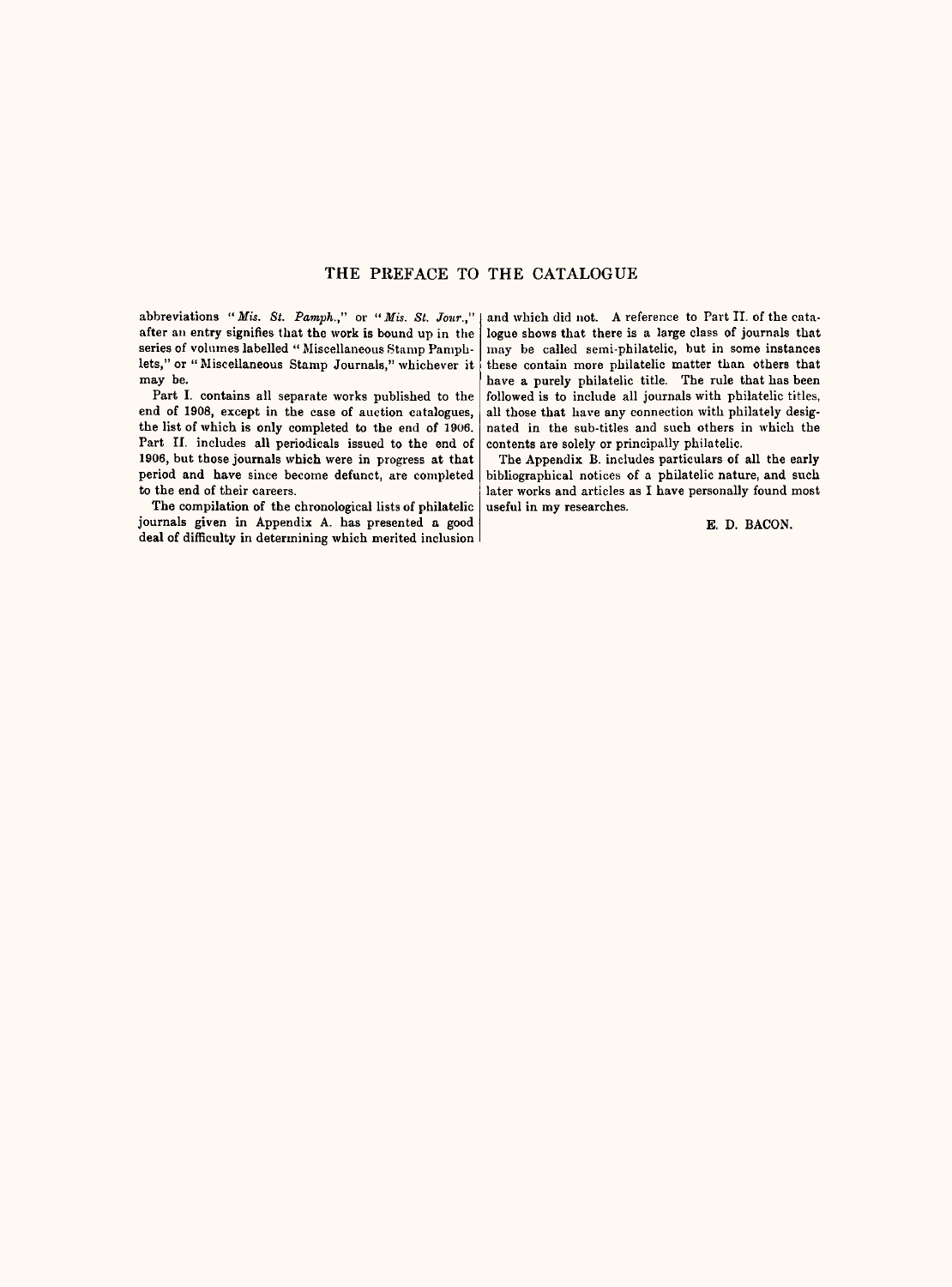# THE PREFACE TO THE CATALOGUE

abbreviations "*Mis. St. Pamph.*," or "*Mis. St. Jour.*," after an entry signifies that the work is bound up in the series of volumes labelled "Miscellaneous Stamp Pamphlets," or "Miscellaneous Stamp Journals," whichever it may be.

Part I. contains all separate works published to the end of 1908, except in the case of auction catalogues, the list of which is only completed to the end of 1906. Part II. includes all periodicals issued to the end of 1906, but those journals which were in progress at that period and have since become defunct, are completed to the end of their careers.

The compilation of the chronological lists of philatelic journals given in Appendix A. has presented a good deal of difficulty in determining which merited inclusion and which did not. A reference to Part II. of the catalogue shows that there is a large class of journals that may be called semi-philatelic, but in some instances these contain more philatelic matter than others that have a purely philatelic title. The rule that has been followed is to include all journals with philatelic titles, all those that have any connection with philately designated in the sub-titles and such others in which the contents are solely or principally philatelic.

The Appendix B. includes particulars of all the early bibliographical notices of a philatelic nature, and such later works and articles as I have personally found most useful in my researches.

E. D. BACON.